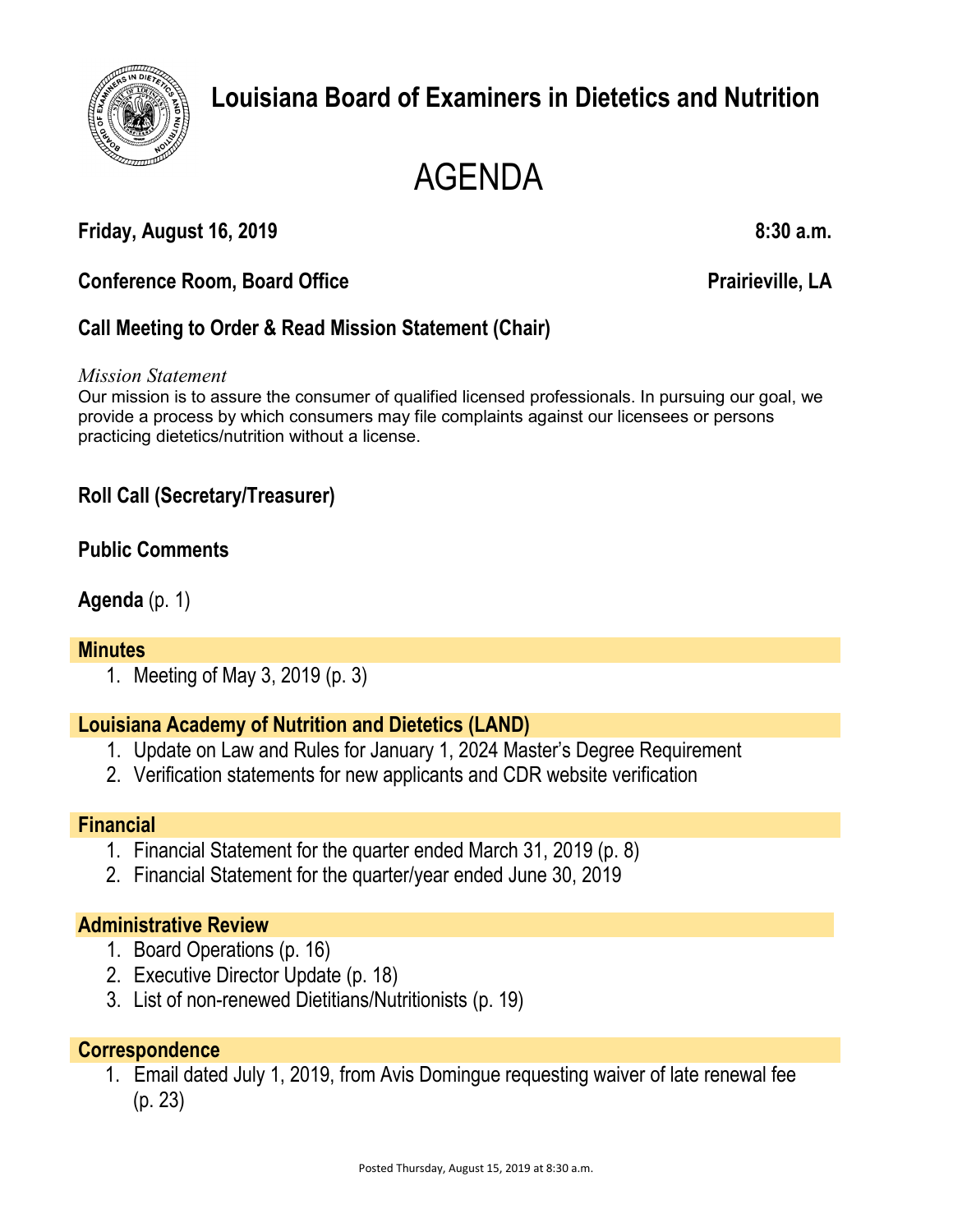# Louisiana Board of Examiners in Dietetics and Nutrition

# AGENDA

**Friday, August 16, 2019** **8:30 a.m.**

**Conference Room, Board Office** **Prairieville, LA**

## Call Meeting to Order & Read Mission Statement (Chair)

*Mission Statement*

Our mission is to assure the consumer of qualified licensed professionals. In pursuing our goal, we provide a process by which consumers may file complaints against our licensees or persons practicing dietetics/nutrition without a license.

## Roll Call (Secretary/Treasurer)

## Public Comments

**Agenda** (p. 1)

## Minutes

1. Meeting of May 3, 2019 (p. 3)

## Louisiana Academy of Nutrition and Dietetics (LAND)

1. Update on Law and Rules for January 1, 2024 Master's Degree Requirement
2. Verification statements for new applicants and CDR website verification

## Financial

1. Financial Statement for the quarter ended March 31, 2019 (p. 8)
2. Financial Statement for the quarter/year ended June 30, 2019

## Administrative Review

1. Board Operations (p. 16)
2. Executive Director Update (p. 18)
3. List of non-renewed Dietitians/Nutritionists (p. 19)

## Correspondence

1. Email dated July 1, 2019, from Avis Domingue requesting waiver of late renewal fee (p. 23)

Posted Thursday, August 15, 2019 at 8:30 a.m.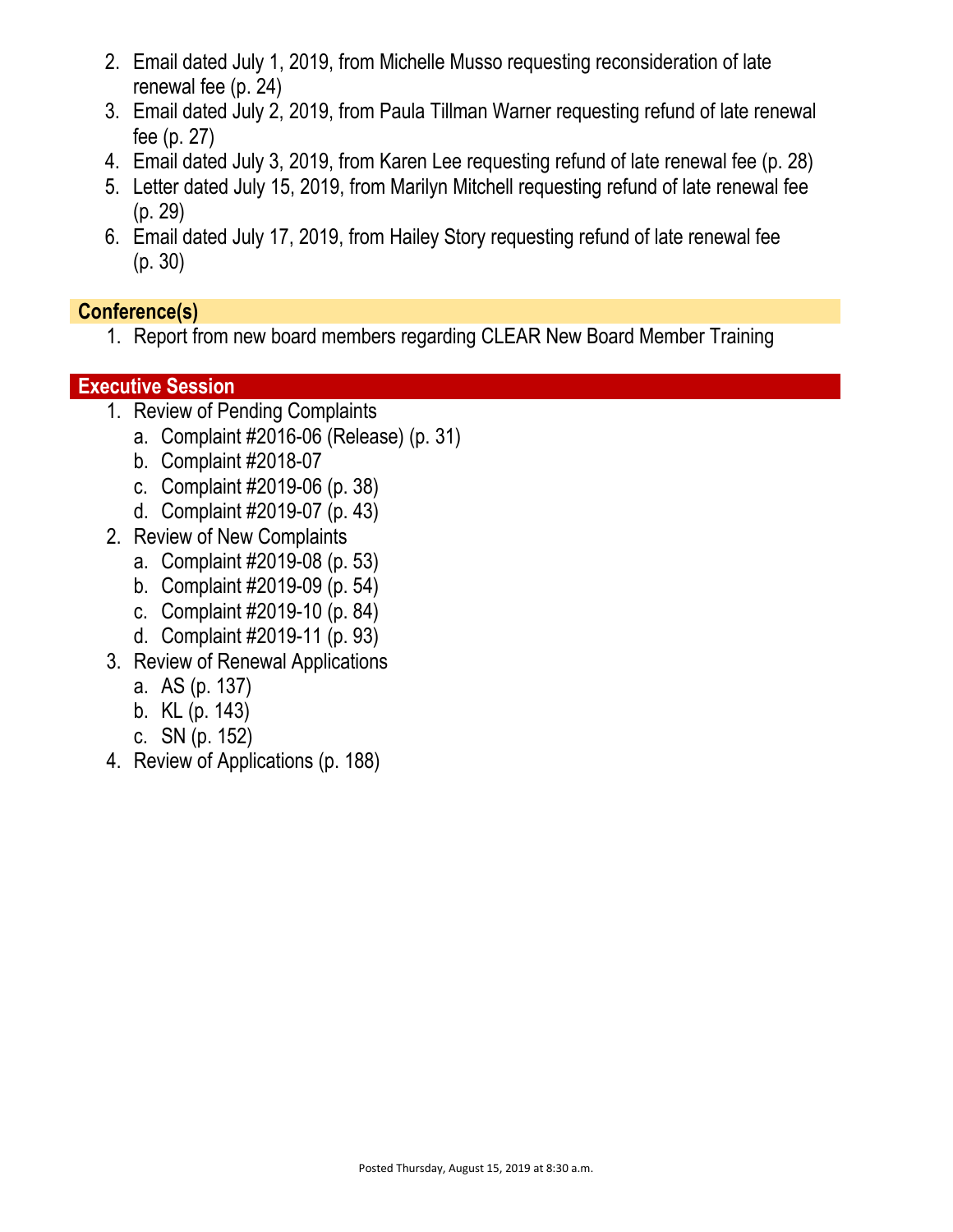2. Email dated July 1, 2019, from Michelle Musso requesting reconsideration of late renewal fee (p. 24)
3. Email dated July 2, 2019, from Paula Tillman Warner requesting refund of late renewal fee (p. 27)
4. Email dated July 3, 2019, from Karen Lee requesting refund of late renewal fee (p. 28)
5. Letter dated July 15, 2019, from Marilyn Mitchell requesting refund of late renewal fee (p. 29)
6. Email dated July 17, 2019, from Hailey Story requesting refund of late renewal fee (p. 30)

## Conference(s)

1. Report from new board members regarding CLEAR New Board Member Training

## Executive Session

1. Review of Pending Complaints
   a. Complaint #2016-06 (Release) (p. 31)
   b. Complaint #2018-07
   c. Complaint #2019-06 (p. 38)
   d. Complaint #2019-07 (p. 43)
2. Review of New Complaints
   a. Complaint #2019-08 (p. 53)
   b. Complaint #2019-09 (p. 54)
   c. Complaint #2019-10 (p. 84)
   d. Complaint #2019-11 (p. 93)
3. Review of Renewal Applications
   a. AS (p. 137)
   b. KL (p. 143)
   c. SN (p. 152)
4. Review of Applications (p. 188)

Posted Thursday, August 15, 2019 at 8:30 a.m.